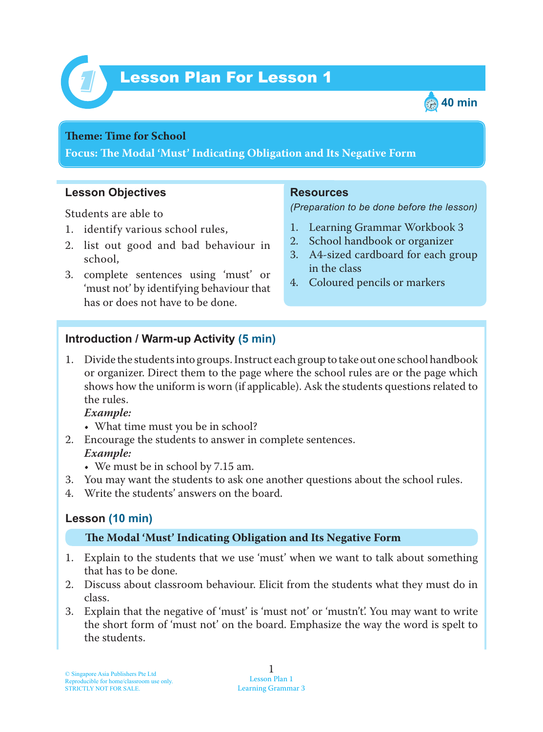# Lesson Plan For Lesson 1

40 min

**Theme: Time for School**

**Focus: The Modal 'Must' Indicating Obligation and Its Negative Form**

## Lesson Objectives

Students are able to

1. identify various school rules,
2. list out good and bad behaviour in school,
3. complete sentences using 'must' or 'must not' by identifying behaviour that has or does not have to be done.

## Resources

*(Preparation to be done before the lesson)*

1. Learning Grammar Workbook 3
2. School handbook or organizer
3. A4-sized cardboard for each group in the class
4. Coloured pencils or markers

## Introduction / Warm-up Activity (5 min)

1. Divide the students into groups. Instruct each group to take out one school handbook or organizer. Direct them to the page where the school rules are or the page which shows how the uniform is worn (if applicable). Ask the students questions related to the rules.
   ***Example:***
   - What time must you be in school?
2. Encourage the students to answer in complete sentences.
   ***Example:***
   - We must be in school by 7.15 am.
3. You may want the students to ask one another questions about the school rules.
4. Write the students' answers on the board.

## Lesson (10 min)

**The Modal 'Must' Indicating Obligation and Its Negative Form**

1. Explain to the students that we use 'must' when we want to talk about something that has to be done.
2. Discuss about classroom behaviour. Elicit from the students what they must do in class.
3. Explain that the negative of 'must' is 'must not' or 'mustn't'. You may want to write the short form of 'must not' on the board. Emphasize the way the word is spelt to the students.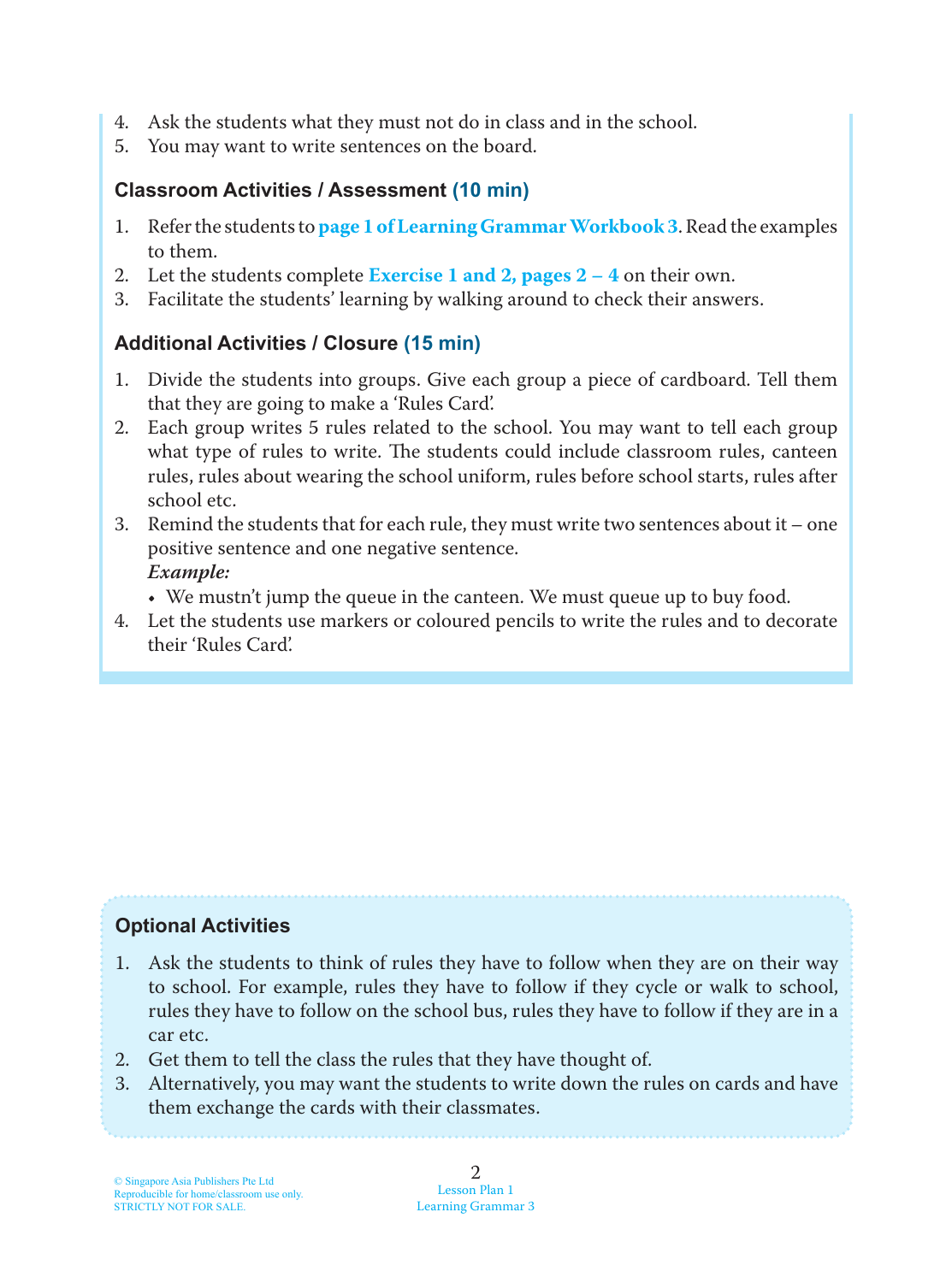4. Ask the students what they must not do in class and in the school.
5. You may want to write sentences on the board.

### Classroom Activities / Assessment (10 min)

1. Refer the students to **page 1 of Learning Grammar Workbook 3**. Read the examples to them.
2. Let the students complete **Exercise 1 and 2, pages 2 – 4** on their own.
3. Facilitate the students' learning by walking around to check their answers.

### Additional Activities / Closure (15 min)

1. Divide the students into groups. Give each group a piece of cardboard. Tell them that they are going to make a 'Rules Card'.
2. Each group writes 5 rules related to the school. You may want to tell each group what type of rules to write. The students could include classroom rules, canteen rules, rules about wearing the school uniform, rules before school starts, rules after school etc.
3. Remind the students that for each rule, they must write two sentences about it – one positive sentence and one negative sentence.
   ***Example:***
   - We mustn't jump the queue in the canteen. We must queue up to buy food.
4. Let the students use markers or coloured pencils to write the rules and to decorate their 'Rules Card'.

### Optional Activities

1. Ask the students to think of rules they have to follow when they are on their way to school. For example, rules they have to follow if they cycle or walk to school, rules they have to follow on the school bus, rules they have to follow if they are in a car etc.
2. Get them to tell the class the rules that they have thought of.
3. Alternatively, you may want the students to write down the rules on cards and have them exchange the cards with their classmates.